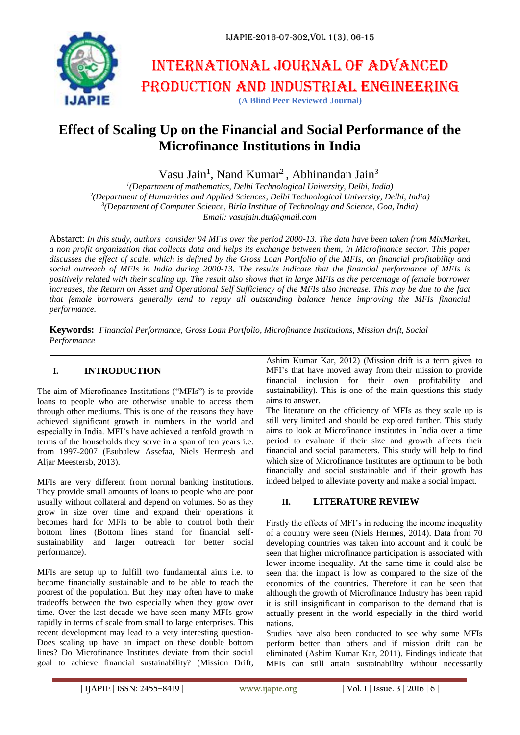# INTERNATIONAL JOURNAL OF ADVANCED PRODUCTION AND INDUSTRIAL ENGINEERING

**(A Blind Peer Reviewed Journal)**

# Effect of Scaling Up on the Financial and Social Performance of the Microfinance Institutions in India

Vasu Jain[1], Nand Kumar[2], Abhinandan Jain[3]

[1]*(Department of mathematics, Delhi Technological University, Delhi, India)*
[2]*(Department of Humanities and Applied Sciences, Delhi Technological University, Delhi, India)*
[3]*(Department of Computer Science, Birla Institute of Technology and Science, Goa, India)*
*Email: vasujain.dtu@gmail.com*

Abastract: *In this study, authors consider 94 MFIs over the period 2000-13. The data have been taken from MixMarket, a non profit organization that collects data and helps its exchange between them, in Microfinance sector. This paper discusses the effect of scale, which is defined by the Gross Loan Portfolio of the MFIs, on financial profitability and social outreach of MFIs in India during 2000-13. The results indicate that the financial performance of MFIs is positively related with their scaling up. The result also shows that in large MFIs as the percentage of female borrower increases, the Return on Asset and Operational Self Sufficiency of the MFIs also increase. This may be due to the fact that female borrowers generally tend to repay all outstanding balance hence improving the MFIs financial performance.*

**Keywords:** *Financial Performance, Gross Loan Portfolio, Microfinance Institutions, Mission drift, Social Performance*

## I. INTRODUCTION

The aim of Microfinance Institutions ("MFIs") is to provide loans to people who are otherwise unable to access them through other mediums. This is one of the reasons they have achieved significant growth in numbers in the world and especially in India. MFI's have achieved a tenfold growth in terms of the households they serve in a span of ten years i.e. from 1997-2007 (Esubalew Assefaa, Niels Hermesb and Aljar Meestersb, 2013).

MFIs are very different from normal banking institutions. They provide small amounts of loans to people who are poor usually without collateral and depend on volumes. So as they grow in size over time and expand their operations it becomes hard for MFIs to be able to control both their bottom lines (Bottom lines stand for financial self-sustainability and larger outreach for better social performance).

MFIs are setup up to fulfill two fundamental aims i.e. to become financially sustainable and to be able to reach the poorest of the population. But they may often have to make tradeoffs between the two especially when they grow over time. Over the last decade we have seen many MFIs grow rapidly in terms of scale from small to large enterprises. This recent development may lead to a very interesting question-Does scaling up have an impact on these double bottom lines? Do Microfinance Institutes deviate from their social goal to achieve financial sustainability? (Mission Drift, Ashim Kumar Kar, 2012) (Mission drift is a term given to MFI's that have moved away from their mission to provide financial inclusion for their own profitability and sustainability). This is one of the main questions this study aims to answer.

The literature on the efficiency of MFIs as they scale up is still very limited and should be explored further. This study aims to look at Microfinance institutes in India over a time period to evaluate if their size and growth affects their financial and social parameters. This study will help to find which size of Microfinance Institutes are optimum to be both financially and social sustainable and if their growth has indeed helped to alleviate poverty and make a social impact.

## II. LITERATURE REVIEW

Firstly the effects of MFI's in reducing the income inequality of a country were seen (Niels Hermes, 2014). Data from 70 developing countries was taken into account and it could be seen that higher microfinance participation is associated with lower income inequality. At the same time it could also be seen that the impact is low as compared to the size of the economies of the countries. Therefore it can be seen that although the growth of Microfinance Industry has been rapid it is still insignificant in comparison to the demand that is actually present in the world especially in the third world nations.

Studies have also been conducted to see why some MFIs perform better than others and if mission drift can be eliminated (Ashim Kumar Kar, 2011). Findings indicate that MFIs can still attain sustainability without necessarily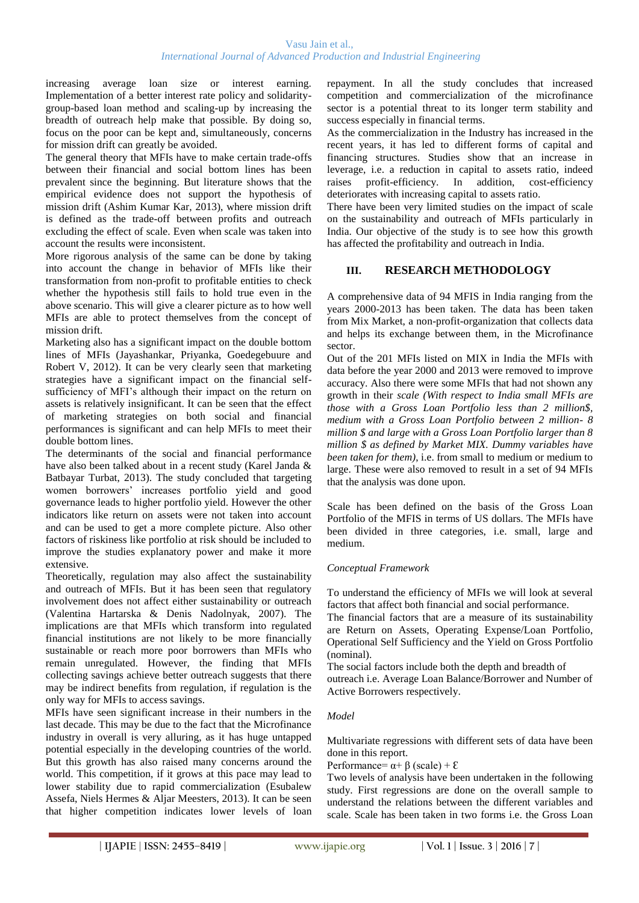increasing average loan size or interest earning. Implementation of a better interest rate policy and solidarity-group-based loan method and scaling-up by increasing the breadth of outreach help make that possible. By doing so, focus on the poor can be kept and, simultaneously, concerns for mission drift can greatly be avoided.

The general theory that MFIs have to make certain trade-offs between their financial and social bottom lines has been prevalent since the beginning. But literature shows that the empirical evidence does not support the hypothesis of mission drift (Ashim Kumar Kar, 2013), where mission drift is defined as the trade-off between profits and outreach excluding the effect of scale. Even when scale was taken into account the results were inconsistent.

More rigorous analysis of the same can be done by taking into account the change in behavior of MFIs like their transformation from non-profit to profitable entities to check whether the hypothesis still fails to hold true even in the above scenario. This will give a clearer picture as to how well MFIs are able to protect themselves from the concept of mission drift.

Marketing also has a significant impact on the double bottom lines of MFIs (Jayashankar, Priyanka, Goedegebuure and Robert V, 2012). It can be very clearly seen that marketing strategies have a significant impact on the financial self-sufficiency of MFI's although their impact on the return on assets is relatively insignificant. It can be seen that the effect of marketing strategies on both social and financial performances is significant and can help MFIs to meet their double bottom lines.

The determinants of the social and financial performance have also been talked about in a recent study (Karel Janda & Batbayar Turbat, 2013). The study concluded that targeting women borrowers' increases portfolio yield and good governance leads to higher portfolio yield. However the other indicators like return on assets were not taken into account and can be used to get a more complete picture. Also other factors of riskiness like portfolio at risk should be included to improve the studies explanatory power and make it more extensive.

Theoretically, regulation may also affect the sustainability and outreach of MFIs. But it has been seen that regulatory involvement does not affect either sustainability or outreach (Valentina Hartarska & Denis Nadolnyak, 2007). The implications are that MFIs which transform into regulated financial institutions are not likely to be more financially sustainable or reach more poor borrowers than MFIs who remain unregulated. However, the finding that MFIs collecting savings achieve better outreach suggests that there may be indirect benefits from regulation, if regulation is the only way for MFIs to access savings.

MFIs have seen significant increase in their numbers in the last decade. This may be due to the fact that the Microfinance industry in overall is very alluring, as it has huge untapped potential especially in the developing countries of the world. But this growth has also raised many concerns around the world. This competition, if it grows at this pace may lead to lower stability due to rapid commercialization (Esubalew Assefa, Niels Hermes & Aljar Meesters, 2013). It can be seen that higher competition indicates lower levels of loan repayment. In all the study concludes that increased competition and commercialization of the microfinance sector is a potential threat to its longer term stability and success especially in financial terms.

As the commercialization in the Industry has increased in the recent years, it has led to different forms of capital and financing structures. Studies show that an increase in leverage, i.e. a reduction in capital to assets ratio, indeed raises profit-efficiency. In addition, cost-efficiency deteriorates with increasing capital to assets ratio.

There have been very limited studies on the impact of scale on the sustainability and outreach of MFIs particularly in India. Our objective of the study is to see how this growth has affected the profitability and outreach in India.

## III. RESEARCH METHODOLOGY

A comprehensive data of 94 MFIS in India ranging from the years 2000-2013 has been taken. The data has been taken from Mix Market, a non-profit-organization that collects data and helps its exchange between them, in the Microfinance sector.

Out of the 201 MFIs listed on MIX in India the MFIs with data before the year 2000 and 2013 were removed to improve accuracy. Also there were some MFIs that had not shown any growth in their *scale (With respect to India small MFIs are those with a Gross Loan Portfolio less than 2 million$, medium with a Gross Loan Portfolio between 2 million- 8 million $ and large with a Gross Loan Portfolio larger than 8 million $ as defined by Market MIX. Dummy variables have been taken for them)*, i.e. from small to medium or medium to large. These were also removed to result in a set of 94 MFIs that the analysis was done upon.

Scale has been defined on the basis of the Gross Loan Portfolio of the MFIS in terms of US dollars. The MFIs have been divided in three categories, i.e. small, large and medium.

*Conceptual Framework*

To understand the efficiency of MFIs we will look at several factors that affect both financial and social performance.

The financial factors that are a measure of its sustainability are Return on Assets, Operating Expense/Loan Portfolio, Operational Self Sufficiency and the Yield on Gross Portfolio (nominal).

The social factors include both the depth and breadth of outreach i.e. Average Loan Balance/Borrower and Number of Active Borrowers respectively.

*Model*

Multivariate regressions with different sets of data have been done in this report.

Performance= $\alpha + \beta$ (scale) + $\mathcal{E}$

Two levels of analysis have been undertaken in the following study. First regressions are done on the overall sample to understand the relations between the different variables and scale. Scale has been taken in two forms i.e. the Gross Loan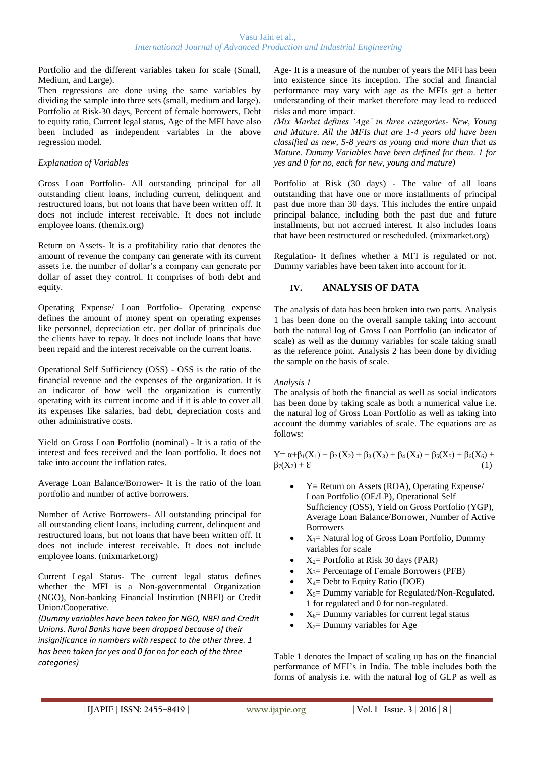Portfolio and the different variables taken for scale (Small, Medium, and Large).

Then regressions are done using the same variables by dividing the sample into three sets (small, medium and large). Portfolio at Risk-30 days, Percent of female borrowers, Debt to equity ratio, Current legal status, Age of the MFI have also been included as independent variables in the above regression model.

*Explanation of Variables*

Gross Loan Portfolio- All outstanding principal for all outstanding client loans, including current, delinquent and restructured loans, but not loans that have been written off. It does not include interest receivable. It does not include employee loans. (themix.org)

Return on Assets- It is a profitability ratio that denotes the amount of revenue the company can generate with its current assets i.e. the number of dollar's a company can generate per dollar of asset they control. It comprises of both debt and equity.

Operating Expense/ Loan Portfolio- Operating expense defines the amount of money spent on operating expenses like personnel, depreciation etc. per dollar of principals due the clients have to repay. It does not include loans that have been repaid and the interest receivable on the current loans.

Operational Self Sufficiency (OSS) - OSS is the ratio of the financial revenue and the expenses of the organization. It is an indicator of how well the organization is currently operating with its current income and if it is able to cover all its expenses like salaries, bad debt, depreciation costs and other administrative costs.

Yield on Gross Loan Portfolio (nominal) - It is a ratio of the interest and fees received and the loan portfolio. It does not take into account the inflation rates.

Average Loan Balance/Borrower- It is the ratio of the loan portfolio and number of active borrowers.

Number of Active Borrowers- All outstanding principal for all outstanding client loans, including current, delinquent and restructured loans, but not loans that have been written off. It does not include interest receivable. It does not include employee loans. (mixmarket.org)

Current Legal Status- The current legal status defines whether the MFI is a Non-governmental Organization (NGO), Non-banking Financial Institution (NBFI) or Credit Union/Cooperative.

*(Dummy variables have been taken for NGO, NBFI and Credit Unions. Rural Banks have been dropped because of their insignificance in numbers with respect to the other three. 1 has been taken for yes and 0 for no for each of the three categories)*

Age- It is a measure of the number of years the MFI has been into existence since its inception. The social and financial performance may vary with age as the MFIs get a better understanding of their market therefore may lead to reduced risks and more impact.

*(Mix Market defines 'Age' in three categories- New, Young and Mature. All the MFIs that are 1-4 years old have been classified as new, 5-8 years as young and more than that as Mature. Dummy Variables have been defined for them. 1 for yes and 0 for no, each for new, young and mature)*

Portfolio at Risk (30 days) - The value of all loans outstanding that have one or more installments of principal past due more than 30 days. This includes the entire unpaid principal balance, including both the past due and future installments, but not accrued interest. It also includes loans that have been restructured or rescheduled. (mixmarket.org)

Regulation- It defines whether a MFI is regulated or not. Dummy variables have been taken into account for it.

## IV. ANALYSIS OF DATA

The analysis of data has been broken into two parts. Analysis 1 has been done on the overall sample taking into account both the natural log of Gross Loan Portfolio (an indicator of scale) as well as the dummy variables for scale taking small as the reference point. Analysis 2 has been done by dividing the sample on the basis of scale.

*Analysis 1*

The analysis of both the financial as well as social indicators has been done by taking scale as both a numerical value i.e. the natural log of Gross Loan Portfolio as well as taking into account the dummy variables of scale. The equations are as follows:

$$Y = \alpha + \beta_1(X_1) + \beta_2(X_2) + \beta_3(X_3) + \beta_4(X_4) + \beta_5(X_5) + \beta_6(X_6) + \beta_7(X_7) + \mathcal{E} \quad (1)$$

- Y= Return on Assets (ROA), Operating Expense/ Loan Portfolio (OE/LP), Operational Self Sufficiency (OSS), Yield on Gross Portfolio (YGP), Average Loan Balance/Borrower, Number of Active Borrowers
- $X_1$= Natural log of Gross Loan Portfolio, Dummy variables for scale
- $X_2$= Portfolio at Risk 30 days (PAR)
- $X_3$= Percentage of Female Borrowers (PFB)
- $X_4$= Debt to Equity Ratio (DOE)
- $X_5$= Dummy variable for Regulated/Non-Regulated. 1 for regulated and 0 for non-regulated.
- $X_6$= Dummy variables for current legal status
- $X_7$= Dummy variables for Age

Table 1 denotes the Impact of scaling up has on the financial performance of MFI's in India. The table includes both the forms of analysis i.e. with the natural log of GLP as well as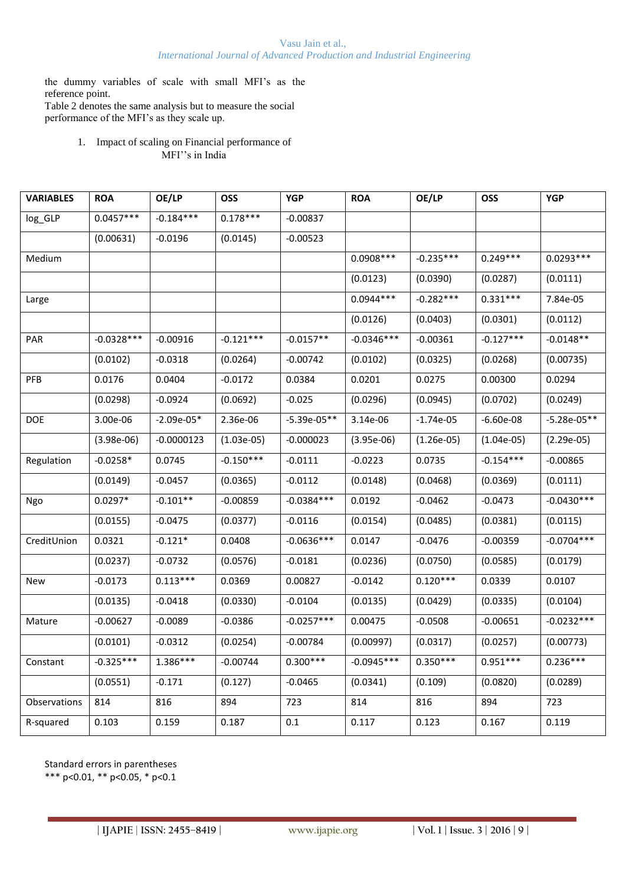the dummy variables of scale with small MFI's as the reference point.
Table 2 denotes the same analysis but to measure the social performance of the MFI's as they scale up.

1. Impact of scaling on Financial performance of MFI''s in India

| VARIABLES | ROA | OE/LP | OSS | YGP | ROA | OE/LP | OSS | YGP |
|---|---|---|---|---|---|---|---|---|
| log_GLP | 0.0457*** | -0.184*** | 0.178*** | -0.00837 | | | | |
| | (0.00631) | -0.0196 | (0.0145) | -0.00523 | | | | |
| Medium | | | | | 0.0908*** | -0.235*** | 0.249*** | 0.0293*** |
| | | | | | (0.0123) | (0.0390) | (0.0287) | (0.0111) |
| Large | | | | | 0.0944*** | -0.282*** | 0.331*** | 7.84e-05 |
| | | | | | (0.0126) | (0.0403) | (0.0301) | (0.0112) |
| PAR | -0.0328*** | -0.00916 | -0.121*** | -0.0157** | -0.0346*** | -0.00361 | -0.127*** | -0.0148** |
| | (0.0102) | -0.0318 | (0.0264) | -0.00742 | (0.0102) | (0.0325) | (0.0268) | (0.00735) |
| PFB | 0.0176 | 0.0404 | -0.0172 | 0.0384 | 0.0201 | 0.0275 | 0.00300 | 0.0294 |
| | (0.0298) | -0.0924 | (0.0692) | -0.025 | (0.0296) | (0.0945) | (0.0702) | (0.0249) |
| DOE | 3.00e-06 | -2.09e-05* | 2.36e-06 | -5.39e-05** | 3.14e-06 | -1.74e-05 | -6.60e-08 | -5.28e-05** |
| | (3.98e-06) | -0.0000123 | (1.03e-05) | -0.000023 | (3.95e-06) | (1.26e-05) | (1.04e-05) | (2.29e-05) |
| Regulation | -0.0258* | 0.0745 | -0.150*** | -0.0111 | -0.0223 | 0.0735 | -0.154*** | -0.00865 |
| | (0.0149) | -0.0457 | (0.0365) | -0.0112 | (0.0148) | (0.0468) | (0.0369) | (0.0111) |
| Ngo | 0.0297* | -0.101** | -0.00859 | -0.0384*** | 0.0192 | -0.0462 | -0.0473 | -0.0430*** |
| | (0.0155) | -0.0475 | (0.0377) | -0.0116 | (0.0154) | (0.0485) | (0.0381) | (0.0115) |
| CreditUnion | 0.0321 | -0.121* | 0.0408 | -0.0636*** | 0.0147 | -0.0476 | -0.00359 | -0.0704*** |
| | (0.0237) | -0.0732 | (0.0576) | -0.0181 | (0.0236) | (0.0750) | (0.0585) | (0.0179) |
| New | -0.0173 | 0.113*** | 0.0369 | 0.00827 | -0.0142 | 0.120*** | 0.0339 | 0.0107 |
| | (0.0135) | -0.0418 | (0.0330) | -0.0104 | (0.0135) | (0.0429) | (0.0335) | (0.0104) |
| Mature | -0.00627 | -0.0089 | -0.0386 | -0.0257*** | 0.00475 | -0.0508 | -0.00651 | -0.0232*** |
| | (0.0101) | -0.0312 | (0.0254) | -0.00784 | (0.00997) | (0.0317) | (0.0257) | (0.00773) |
| Constant | -0.325*** | 1.386*** | -0.00744 | 0.300*** | -0.0945*** | 0.350*** | 0.951*** | 0.236*** |
| | (0.0551) | -0.171 | (0.127) | -0.0465 | (0.0341) | (0.109) | (0.0820) | (0.0289) |
| Observations | 814 | 816 | 894 | 723 | 814 | 816 | 894 | 723 |
| R-squared | 0.103 | 0.159 | 0.187 | 0.1 | 0.117 | 0.123 | 0.167 | 0.119 |

Standard errors in parentheses
*** p<0.01, ** p<0.05, * p<0.1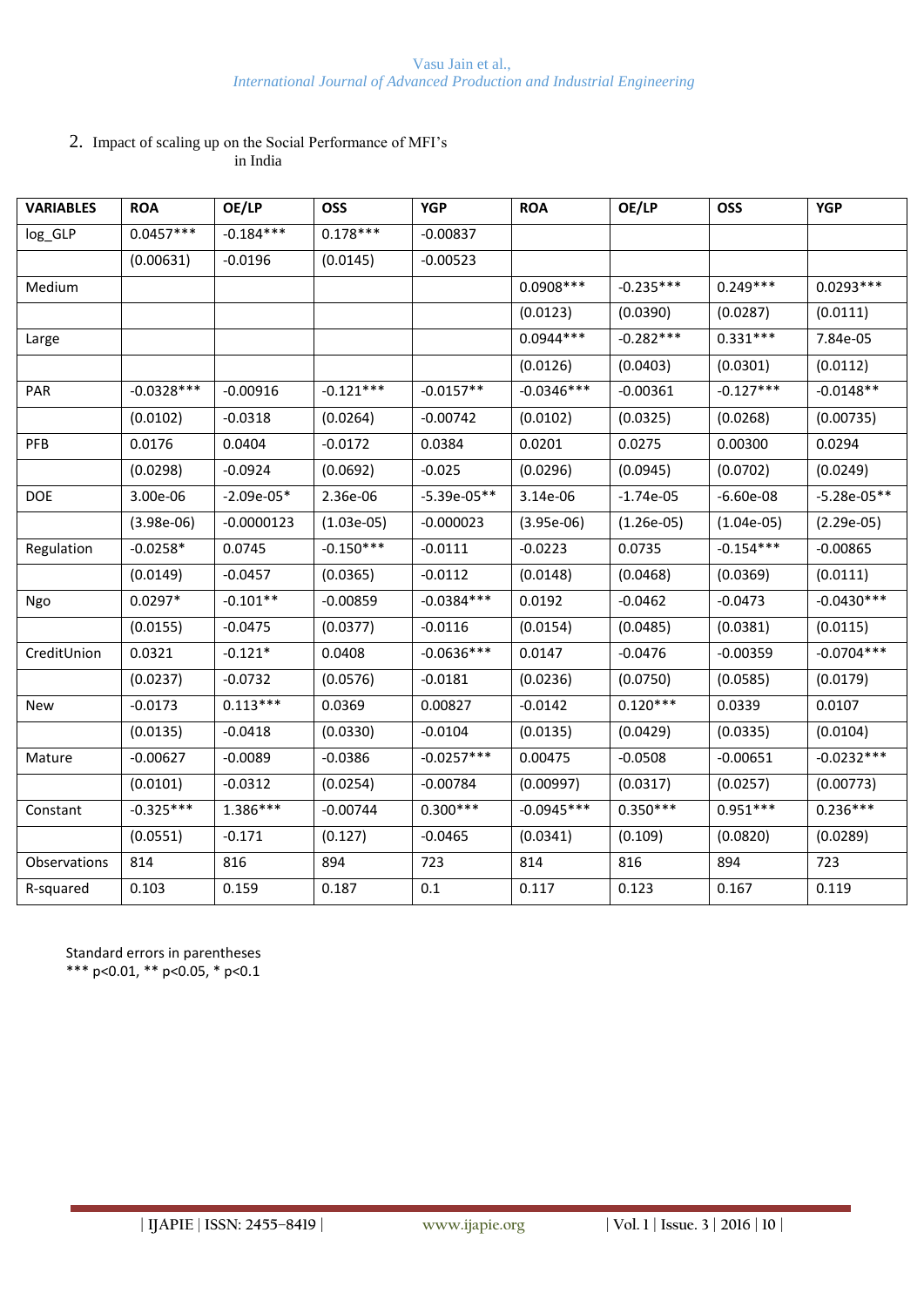2. Impact of scaling up on the Social Performance of MFI's in India

| VARIABLES | ROA | OE/LP | OSS | YGP | ROA | OE/LP | OSS | YGP |
|---|---|---|---|---|---|---|---|---|
| log_GLP | 0.0457*** | -0.184*** | 0.178*** | -0.00837 | | | | |
| | (0.00631) | -0.0196 | (0.0145) | -0.00523 | | | | |
| Medium | | | | | 0.0908*** | -0.235*** | 0.249*** | 0.0293*** |
| | | | | | (0.0123) | (0.0390) | (0.0287) | (0.0111) |
| Large | | | | | 0.0944*** | -0.282*** | 0.331*** | 7.84e-05 |
| | | | | | (0.0126) | (0.0403) | (0.0301) | (0.0112) |
| PAR | -0.0328*** | -0.00916 | -0.121*** | -0.0157** | -0.0346*** | -0.00361 | -0.127*** | -0.0148** |
| | (0.0102) | -0.0318 | (0.0264) | -0.00742 | (0.0102) | (0.0325) | (0.0268) | (0.00735) |
| PFB | 0.0176 | 0.0404 | -0.0172 | 0.0384 | 0.0201 | 0.0275 | 0.00300 | 0.0294 |
| | (0.0298) | -0.0924 | (0.0692) | -0.025 | (0.0296) | (0.0945) | (0.0702) | (0.0249) |
| DOE | 3.00e-06 | -2.09e-05* | 2.36e-06 | -5.39e-05** | 3.14e-06 | -1.74e-05 | -6.60e-08 | -5.28e-05** |
| | (3.98e-06) | -0.0000123 | (1.03e-05) | -0.000023 | (3.95e-06) | (1.26e-05) | (1.04e-05) | (2.29e-05) |
| Regulation | -0.0258* | 0.0745 | -0.150*** | -0.0111 | -0.0223 | 0.0735 | -0.154*** | -0.00865 |
| | (0.0149) | -0.0457 | (0.0365) | -0.0112 | (0.0148) | (0.0468) | (0.0369) | (0.0111) |
| Ngo | 0.0297* | -0.101** | -0.00859 | -0.0384*** | 0.0192 | -0.0462 | -0.0473 | -0.0430*** |
| | (0.0155) | -0.0475 | (0.0377) | -0.0116 | (0.0154) | (0.0485) | (0.0381) | (0.0115) |
| CreditUnion | 0.0321 | -0.121* | 0.0408 | -0.0636*** | 0.0147 | -0.0476 | -0.00359 | -0.0704*** |
| | (0.0237) | -0.0732 | (0.0576) | -0.0181 | (0.0236) | (0.0750) | (0.0585) | (0.0179) |
| New | -0.0173 | 0.113*** | 0.0369 | 0.00827 | -0.0142 | 0.120*** | 0.0339 | 0.0107 |
| | (0.0135) | -0.0418 | (0.0330) | -0.0104 | (0.0135) | (0.0429) | (0.0335) | (0.0104) |
| Mature | -0.00627 | -0.0089 | -0.0386 | -0.0257*** | 0.00475 | -0.0508 | -0.00651 | -0.0232*** |
| | (0.0101) | -0.0312 | (0.0254) | -0.00784 | (0.00997) | (0.0317) | (0.0257) | (0.00773) |
| Constant | -0.325*** | 1.386*** | -0.00744 | 0.300*** | -0.0945*** | 0.350*** | 0.951*** | 0.236*** |
| | (0.0551) | -0.171 | (0.127) | -0.0465 | (0.0341) | (0.109) | (0.0820) | (0.0289) |
| Observations | 814 | 816 | 894 | 723 | 814 | 816 | 894 | 723 |
| R-squared | 0.103 | 0.159 | 0.187 | 0.1 | 0.117 | 0.123 | 0.167 | 0.119 |

Standard errors in parentheses
*** p<0.01, ** p<0.05, * p<0.1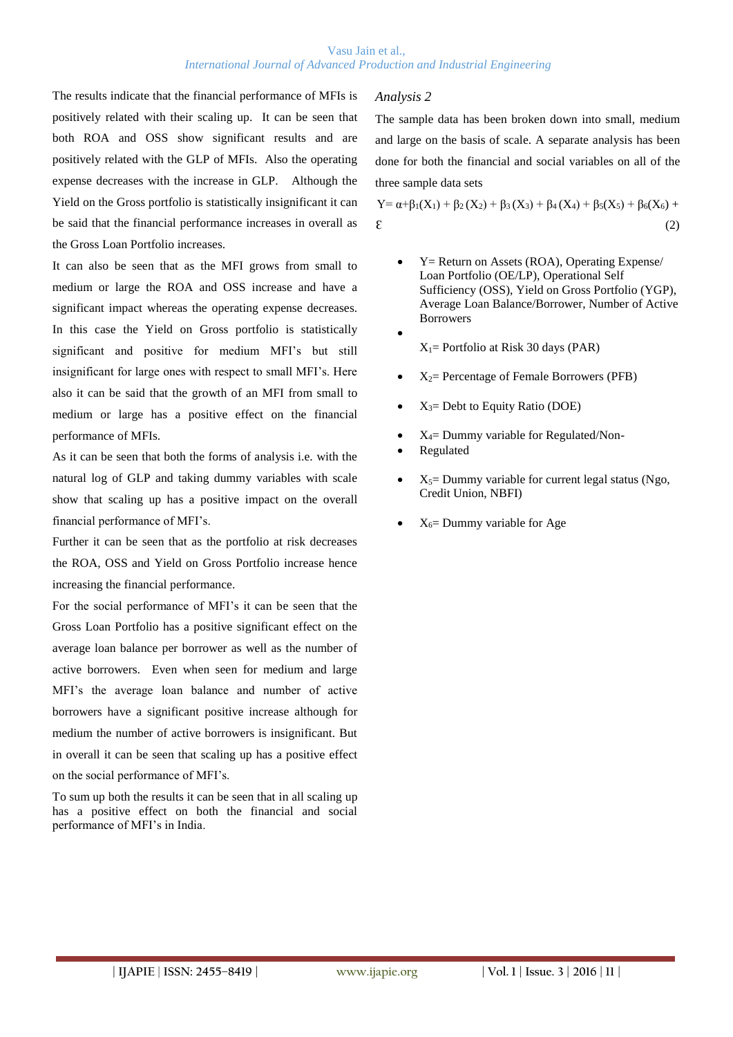The results indicate that the financial performance of MFIs is positively related with their scaling up. It can be seen that both ROA and OSS show significant results and are positively related with the GLP of MFIs. Also the operating expense decreases with the increase in GLP. Although the Yield on the Gross portfolio is statistically insignificant it can be said that the financial performance increases in overall as the Gross Loan Portfolio increases.

It can also be seen that as the MFI grows from small to medium or large the ROA and OSS increase and have a significant impact whereas the operating expense decreases. In this case the Yield on Gross portfolio is statistically significant and positive for medium MFI's but still insignificant for large ones with respect to small MFI's. Here also it can be said that the growth of an MFI from small to medium or large has a positive effect on the financial performance of MFIs.

As it can be seen that both the forms of analysis i.e. with the natural log of GLP and taking dummy variables with scale show that scaling up has a positive impact on the overall financial performance of MFI's.

Further it can be seen that as the portfolio at risk decreases the ROA, OSS and Yield on Gross Portfolio increase hence increasing the financial performance.

For the social performance of MFI's it can be seen that the Gross Loan Portfolio has a positive significant effect on the average loan balance per borrower as well as the number of active borrowers. Even when seen for medium and large MFI's the average loan balance and number of active borrowers have a significant positive increase although for medium the number of active borrowers is insignificant. But in overall it can be seen that scaling up has a positive effect on the social performance of MFI's.

To sum up both the results it can be seen that in all scaling up has a positive effect on both the financial and social performance of MFI's in India.

*Analysis 2*

The sample data has been broken down into small, medium and large on the basis of scale. A separate analysis has been done for both the financial and social variables on all of the three sample data sets

$$Y = \alpha + \beta_1(X_1) + \beta_2(X_2) + \beta_3(X_3) + \beta_4(X_4) + \beta_5(X_5) + \beta_6(X_6) + \varepsilon \quad (2)$$

- Y= Return on Assets (ROA), Operating Expense/ Loan Portfolio (OE/LP), Operational Self Sufficiency (OSS), Yield on Gross Portfolio (YGP), Average Loan Balance/Borrower, Number of Active Borrowers
- $X_1$= Portfolio at Risk 30 days (PAR)
- $X_2$= Percentage of Female Borrowers (PFB)
- $X_3$= Debt to Equity Ratio (DOE)
- $X_4$= Dummy variable for Regulated/Non-Regulated
- $X_5$= Dummy variable for current legal status (Ngo, Credit Union, NBFI)
- $X_6$= Dummy variable for Age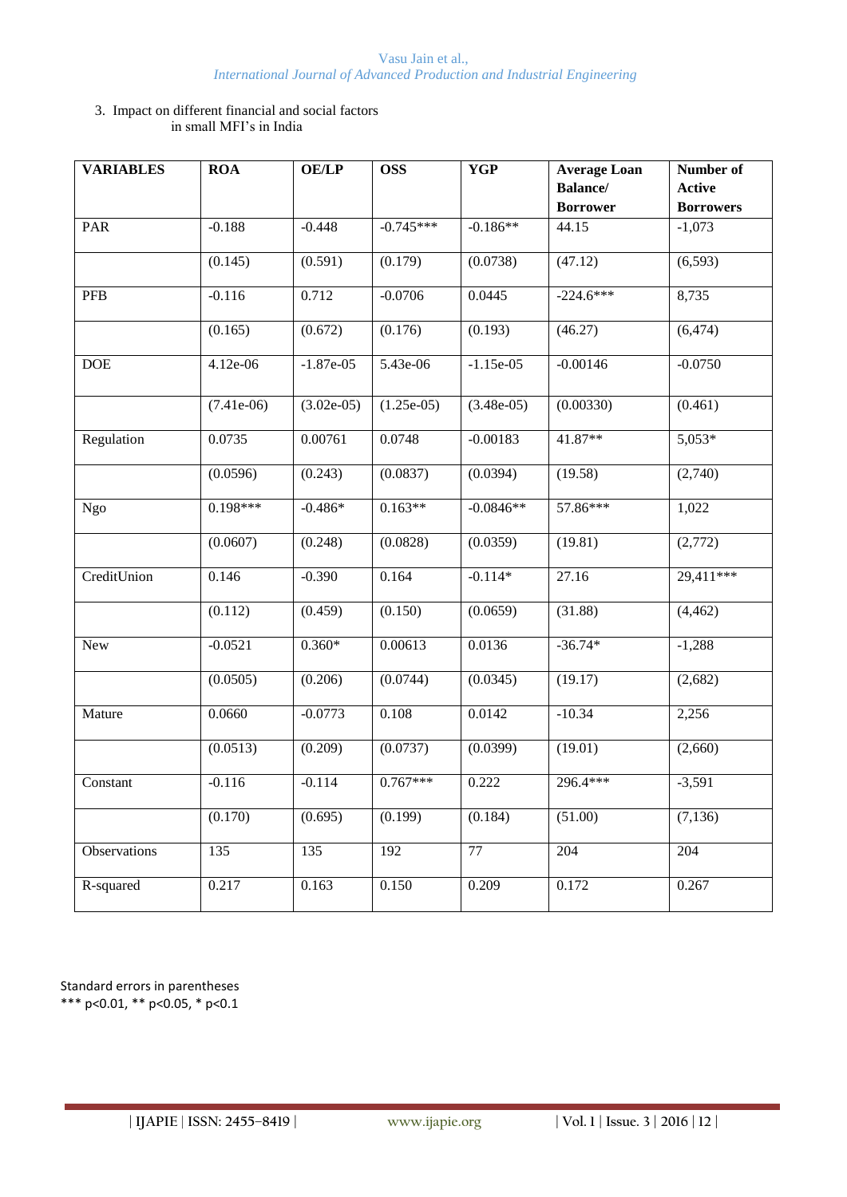3. Impact on different financial and social factors in small MFI's in India

| VARIABLES | ROA | OE/LP | OSS | YGP | Average Loan Balance/ Borrower | Number of Active Borrowers |
|---|---|---|---|---|---|---|
| PAR | -0.188 | -0.448 | -0.745*** | -0.186** | 44.15 | -1,073 |
| | (0.145) | (0.591) | (0.179) | (0.0738) | (47.12) | (6,593) |
| PFB | -0.116 | 0.712 | -0.0706 | 0.0445 | -224.6*** | 8,735 |
| | (0.165) | (0.672) | (0.176) | (0.193) | (46.27) | (6,474) |
| DOE | 4.12e-06 | -1.87e-05 | 5.43e-06 | -1.15e-05 | -0.00146 | -0.0750 |
| | (7.41e-06) | (3.02e-05) | (1.25e-05) | (3.48e-05) | (0.00330) | (0.461) |
| Regulation | 0.0735 | 0.00761 | 0.0748 | -0.00183 | 41.87** | 5,053* |
| | (0.0596) | (0.243) | (0.0837) | (0.0394) | (19.58) | (2,740) |
| Ngo | 0.198*** | -0.486* | 0.163** | -0.0846** | 57.86*** | 1,022 |
| | (0.0607) | (0.248) | (0.0828) | (0.0359) | (19.81) | (2,772) |
| CreditUnion | 0.146 | -0.390 | 0.164 | -0.114* | 27.16 | 29,411*** |
| | (0.112) | (0.459) | (0.150) | (0.0659) | (31.88) | (4,462) |
| New | -0.0521 | 0.360* | 0.00613 | 0.0136 | -36.74* | -1,288 |
| | (0.0505) | (0.206) | (0.0744) | (0.0345) | (19.17) | (2,682) |
| Mature | 0.0660 | -0.0773 | 0.108 | 0.0142 | -10.34 | 2,256 |
| | (0.0513) | (0.209) | (0.0737) | (0.0399) | (19.01) | (2,660) |
| Constant | -0.116 | -0.114 | 0.767*** | 0.222 | 296.4*** | -3,591 |
| | (0.170) | (0.695) | (0.199) | (0.184) | (51.00) | (7,136) |
| Observations | 135 | 135 | 192 | 77 | 204 | 204 |
| R-squared | 0.217 | 0.163 | 0.150 | 0.209 | 0.172 | 0.267 |

Standard errors in parentheses
*** p<0.01, ** p<0.05, * p<0.1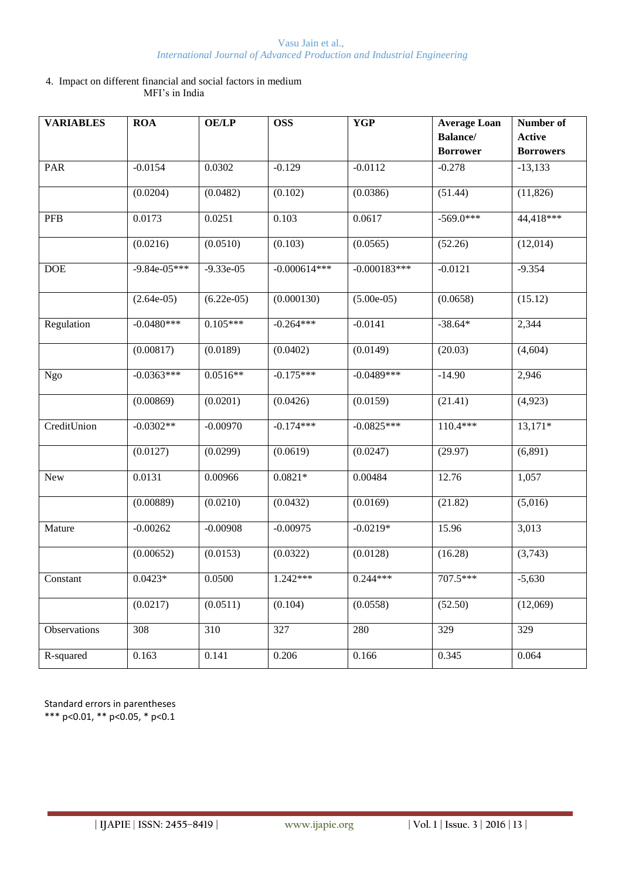4. Impact on different financial and social factors in medium MFI's in India

| VARIABLES | ROA | OE/LP | OSS | YGP | Average Loan Balance/ Borrower | Number of Active Borrowers |
|---|---|---|---|---|---|---|
| PAR | -0.0154 | 0.0302 | -0.129 | -0.0112 | -0.278 | -13,133 |
| | (0.0204) | (0.0482) | (0.102) | (0.0386) | (51.44) | (11,826) |
| PFB | 0.0173 | 0.0251 | 0.103 | 0.0617 | -569.0*** | 44,418*** |
| | (0.0216) | (0.0510) | (0.103) | (0.0565) | (52.26) | (12,014) |
| DOE | -9.84e-05*** | -9.33e-05 | -0.000614*** | -0.000183*** | -0.0121 | -9.354 |
| | (2.64e-05) | (6.22e-05) | (0.000130) | (5.00e-05) | (0.0658) | (15.12) |
| Regulation | -0.0480*** | 0.105*** | -0.264*** | -0.0141 | -38.64* | 2,344 |
| | (0.00817) | (0.0189) | (0.0402) | (0.0149) | (20.03) | (4,604) |
| Ngo | -0.0363*** | 0.0516** | -0.175*** | -0.0489*** | -14.90 | 2,946 |
| | (0.00869) | (0.0201) | (0.0426) | (0.0159) | (21.41) | (4,923) |
| CreditUnion | -0.0302** | -0.00970 | -0.174*** | -0.0825*** | 110.4*** | 13,171* |
| | (0.0127) | (0.0299) | (0.0619) | (0.0247) | (29.97) | (6,891) |
| New | 0.0131 | 0.00966 | 0.0821* | 0.00484 | 12.76 | 1,057 |
| | (0.00889) | (0.0210) | (0.0432) | (0.0169) | (21.82) | (5,016) |
| Mature | -0.00262 | -0.00908 | -0.00975 | -0.0219* | 15.96 | 3,013 |
| | (0.00652) | (0.0153) | (0.0322) | (0.0128) | (16.28) | (3,743) |
| Constant | 0.0423* | 0.0500 | 1.242*** | 0.244*** | 707.5*** | -5,630 |
| | (0.0217) | (0.0511) | (0.104) | (0.0558) | (52.50) | (12,069) |
| Observations | 308 | 310 | 327 | 280 | 329 | 329 |
| R-squared | 0.163 | 0.141 | 0.206 | 0.166 | 0.345 | 0.064 |

Standard errors in parentheses
*** $p<0.01$, ** $p<0.05$, * $p<0.1$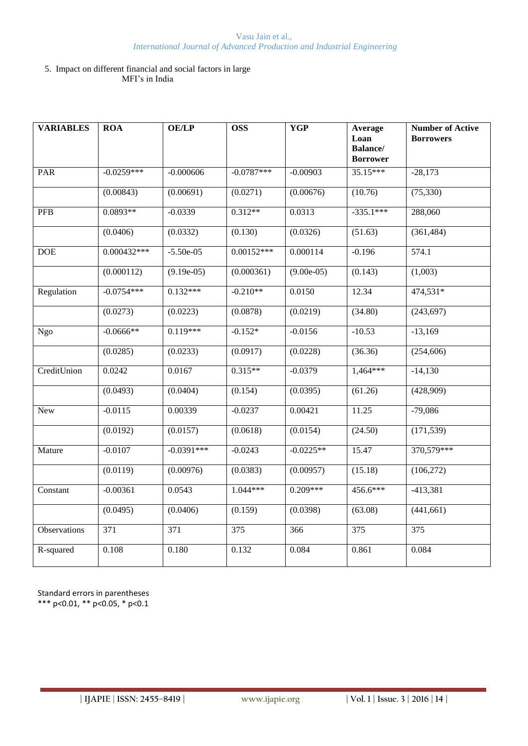5. Impact on different financial and social factors in large MFI's in India

| VARIABLES | ROA | OE/LP | OSS | YGP | Average Loan Balance/ Borrower | Number of Active Borrowers |
|---|---|---|---|---|---|---|
| PAR | -0.0259*** | -0.000606 | -0.0787*** | -0.00903 | 35.15*** | -28,173 |
| | (0.00843) | (0.00691) | (0.0271) | (0.00676) | (10.76) | (75,330) |
| PFB | 0.0893** | -0.0339 | 0.312** | 0.0313 | -335.1*** | 288,060 |
| | (0.0406) | (0.0332) | (0.130) | (0.0326) | (51.63) | (361,484) |
| DOE | 0.000432*** | -5.50e-05 | 0.00152*** | 0.000114 | -0.196 | 574.1 |
| | (0.000112) | (9.19e-05) | (0.000361) | (9.00e-05) | (0.143) | (1,003) |
| Regulation | -0.0754*** | 0.132*** | -0.210** | 0.0150 | 12.34 | 474,531* |
| | (0.0273) | (0.0223) | (0.0878) | (0.0219) | (34.80) | (243,697) |
| Ngo | -0.0666** | 0.119*** | -0.152* | -0.0156 | -10.53 | -13,169 |
| | (0.0285) | (0.0233) | (0.0917) | (0.0228) | (36.36) | (254,606) |
| CreditUnion | 0.0242 | 0.0167 | 0.315** | -0.0379 | 1,464*** | -14,130 |
| | (0.0493) | (0.0404) | (0.154) | (0.0395) | (61.26) | (428,909) |
| New | -0.0115 | 0.00339 | -0.0237 | 0.00421 | 11.25 | -79,086 |
| | (0.0192) | (0.0157) | (0.0618) | (0.0154) | (24.50) | (171,539) |
| Mature | -0.0107 | -0.0391*** | -0.0243 | -0.0225** | 15.47 | 370,579*** |
| | (0.0119) | (0.00976) | (0.0383) | (0.00957) | (15.18) | (106,272) |
| Constant | -0.00361 | 0.0543 | 1.044*** | 0.209*** | 456.6*** | -413,381 |
| | (0.0495) | (0.0406) | (0.159) | (0.0398) | (63.08) | (441,661) |
| Observations | 371 | 371 | 375 | 366 | 375 | 375 |
| R-squared | 0.108 | 0.180 | 0.132 | 0.084 | 0.861 | 0.084 |

Standard errors in parentheses
*** p<0.01, ** p<0.05, * p<0.1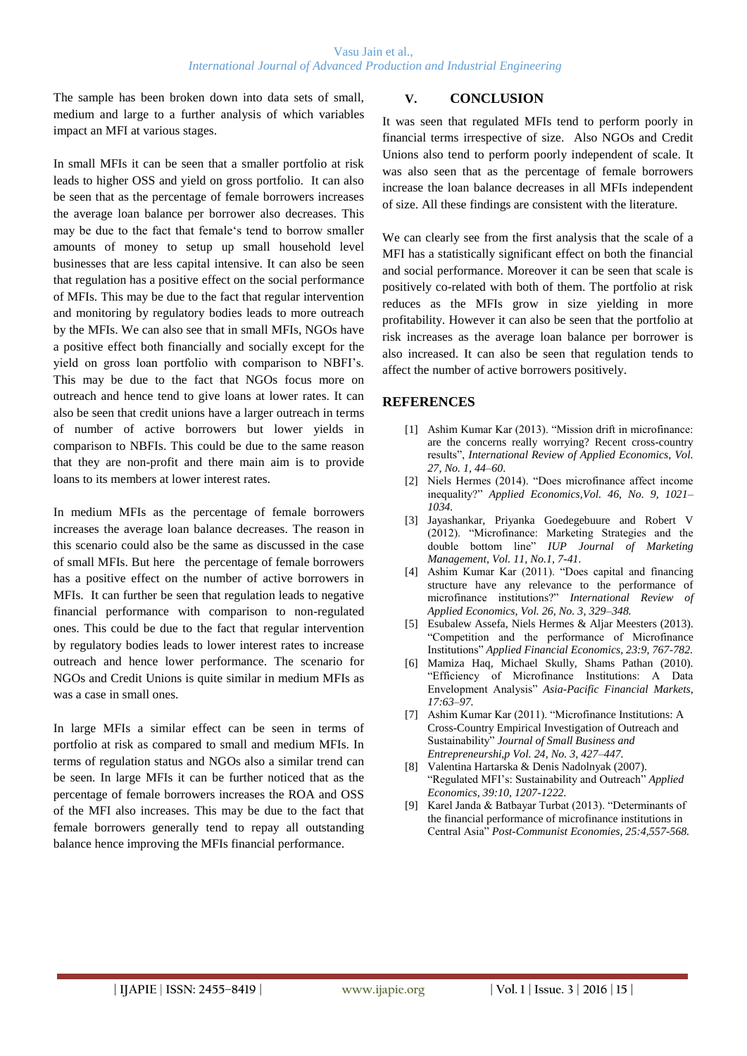The sample has been broken down into data sets of small, medium and large to a further analysis of which variables impact an MFI at various stages.

In small MFIs it can be seen that a smaller portfolio at risk leads to higher OSS and yield on gross portfolio. It can also be seen that as the percentage of female borrowers increases the average loan balance per borrower also decreases. This may be due to the fact that female's tend to borrow smaller amounts of money to setup up small household level businesses that are less capital intensive. It can also be seen that regulation has a positive effect on the social performance of MFIs. This may be due to the fact that regular intervention and monitoring by regulatory bodies leads to more outreach by the MFIs. We can also see that in small MFIs, NGOs have a positive effect both financially and socially except for the yield on gross loan portfolio with comparison to NBFI's. This may be due to the fact that NGOs focus more on outreach and hence tend to give loans at lower rates. It can also be seen that credit unions have a larger outreach in terms of number of active borrowers but lower yields in comparison to NBFIs. This could be due to the same reason that they are non-profit and there main aim is to provide loans to its members at lower interest rates.

In medium MFIs as the percentage of female borrowers increases the average loan balance decreases. The reason in this scenario could also be the same as discussed in the case of small MFIs. But here the percentage of female borrowers has a positive effect on the number of active borrowers in MFIs. It can further be seen that regulation leads to negative financial performance with comparison to non-regulated ones. This could be due to the fact that regular intervention by regulatory bodies leads to lower interest rates to increase outreach and hence lower performance. The scenario for NGOs and Credit Unions is quite similar in medium MFIs as was a case in small ones.

In large MFIs a similar effect can be seen in terms of portfolio at risk as compared to small and medium MFIs. In terms of regulation status and NGOs also a similar trend can be seen. In large MFIs it can be further noticed that as the percentage of female borrowers increases the ROA and OSS of the MFI also increases. This may be due to the fact that female borrowers generally tend to repay all outstanding balance hence improving the MFIs financial performance.

## V. CONCLUSION

It was seen that regulated MFIs tend to perform poorly in financial terms irrespective of size. Also NGOs and Credit Unions also tend to perform poorly independent of scale. It was also seen that as the percentage of female borrowers increase the loan balance decreases in all MFIs independent of size. All these findings are consistent with the literature.

We can clearly see from the first analysis that the scale of a MFI has a statistically significant effect on both the financial and social performance. Moreover it can be seen that scale is positively co-related with both of them. The portfolio at risk reduces as the MFIs grow in size yielding in more profitability. However it can also be seen that the portfolio at risk increases as the average loan balance per borrower is also increased. It can also be seen that regulation tends to affect the number of active borrowers positively.

## REFERENCES

[1] Ashim Kumar Kar (2013). "Mission drift in microfinance: are the concerns really worrying? Recent cross-country results", *International Review of Applied Economics, Vol. 27, No. 1, 44–60.*

[2] Niels Hermes (2014). "Does microfinance affect income inequality?" *Applied Economics,Vol. 46, No. 9, 1021–1034.*

[3] Jayashankar, Priyanka Goedegebuure and Robert V (2012). "Microfinance: Marketing Strategies and the double bottom line" *IUP Journal of Marketing Management, Vol. 11, No.1, 7-41.*

[4] Ashim Kumar Kar (2011). "Does capital and financing structure have any relevance to the performance of microfinance institutions?" *International Review of Applied Economics, Vol. 26, No. 3, 329–348.*

[5] Esubalew Assefa, Niels Hermes & Aljar Meesters (2013). "Competition and the performance of Microfinance Institutions" *Applied Financial Economics, 23:9, 767-782.*

[6] Mamiza Haq, Michael Skully, Shams Pathan (2010). "Efficiency of Microfinance Institutions: A Data Envelopment Analysis" *Asia-Pacific Financial Markets, 17:63–97.*

[7] Ashim Kumar Kar (2011). "Microfinance Institutions: A Cross-Country Empirical Investigation of Outreach and Sustainability" *Journal of Small Business and Entrepreneurshi,p Vol. 24, No. 3, 427–447.*

[8] Valentina Hartarska & Denis Nadolnyak (2007). "Regulated MFI's: Sustainability and Outreach" *Applied Economics, 39:10, 1207-1222.*

[9] Karel Janda & Batbayar Turbat (2013). "Determinants of the financial performance of microfinance institutions in Central Asia" *Post-Communist Economies, 25:4,557-568.*